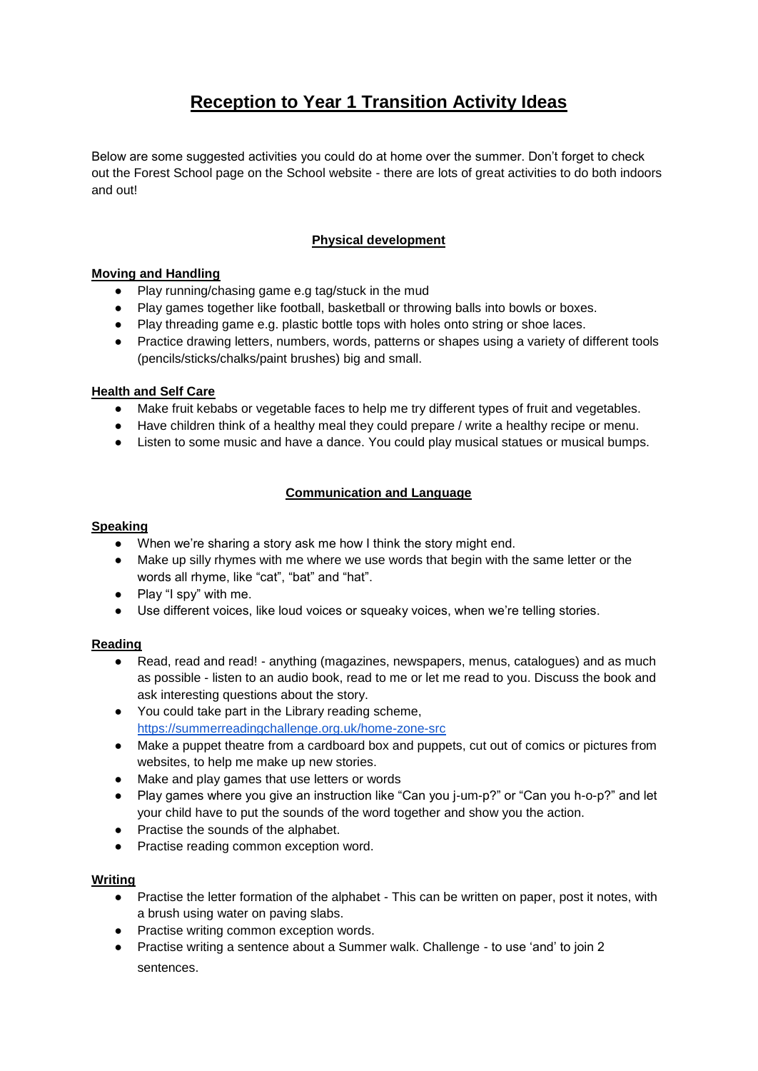# Reception to Year 1 Transition Activity Ideas

Below are some suggested activities you could do at home over the summer. Don't forget to check out the Forest School page on the School website - there are lots of great activities to do both indoors and out!

## Physical development

### Moving and Handling

- Play running/chasing game e.g tag/stuck in the mud
- Play games together like football, basketball or throwing balls into bowls or boxes.
- Play threading game e.g. plastic bottle tops with holes onto string or shoe laces.
- Practice drawing letters, numbers, words, patterns or shapes using a variety of different tools (pencils/sticks/chalks/paint brushes) big and small.

### Health and Self Care

- Make fruit kebabs or vegetable faces to help me try different types of fruit and vegetables.
- Have children think of a healthy meal they could prepare / write a healthy recipe or menu.
- Listen to some music and have a dance. You could play musical statues or musical bumps.

## Communication and Language

### Speaking

- When we're sharing a story ask me how I think the story might end.
- Make up silly rhymes with me where we use words that begin with the same letter or the words all rhyme, like "cat", "bat" and "hat".
- Play "I spy" with me.
- Use different voices, like loud voices or squeaky voices, when we're telling stories.

### Reading

- Read, read and read! - anything (magazines, newspapers, menus, catalogues) and as much as possible - listen to an audio book, read to me or let me read to you. Discuss the book and ask interesting questions about the story.
- You could take part in the Library reading scheme, https://summerreadingchallenge.org.uk/home-zone-src
- Make a puppet theatre from a cardboard box and puppets, cut out of comics or pictures from websites, to help me make up new stories.
- Make and play games that use letters or words
- Play games where you give an instruction like "Can you j-um-p?" or "Can you h-o-p?" and let your child have to put the sounds of the word together and show you the action.
- Practise the sounds of the alphabet.
- Practise reading common exception word.

### Writing

- Practise the letter formation of the alphabet - This can be written on paper, post it notes, with a brush using water on paving slabs.
- Practise writing common exception words.
- Practise writing a sentence about a Summer walk. Challenge - to use 'and' to join 2 sentences.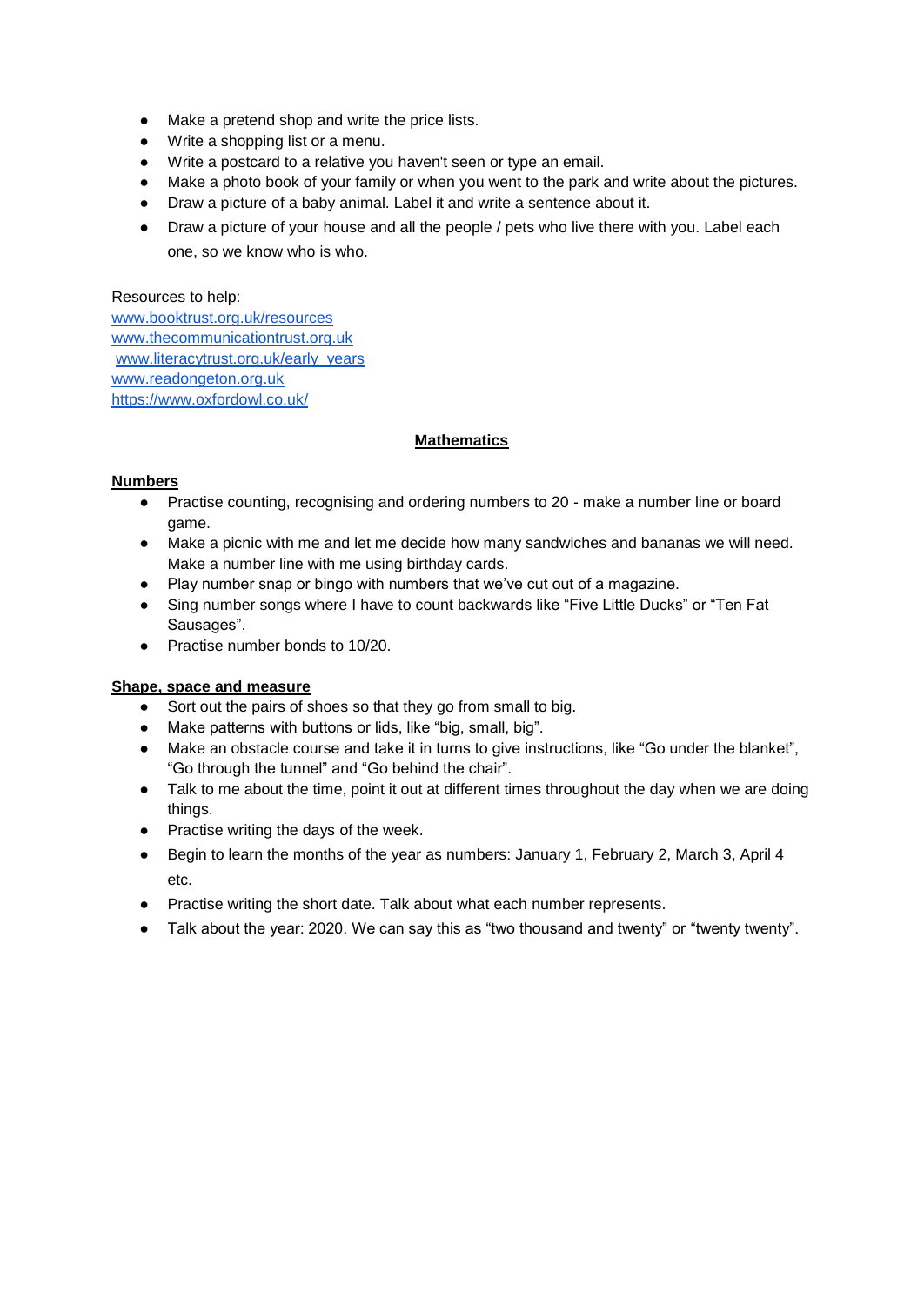- Make a pretend shop and write the price lists.
- Write a shopping list or a menu.
- Write a postcard to a relative you haven't seen or type an email.
- Make a photo book of your family or when you went to the park and write about the pictures.
- Draw a picture of a baby animal. Label it and write a sentence about it.
- Draw a picture of your house and all the people / pets who live there with you. Label each one, so we know who is who.

Resources to help:
www.booktrust.org.uk/resources
www.thecommunicationtrust.org.uk
www.literacytrust.org.uk/early_years
www.readongeton.org.uk
https://www.oxfordowl.co.uk/

## Mathematics

### Numbers

- Practise counting, recognising and ordering numbers to 20 - make a number line or board game.
- Make a picnic with me and let me decide how many sandwiches and bananas we will need. Make a number line with me using birthday cards.
- Play number snap or bingo with numbers that we've cut out of a magazine.
- Sing number songs where I have to count backwards like "Five Little Ducks" or "Ten Fat Sausages".
- Practise number bonds to 10/20.

### Shape, space and measure

- Sort out the pairs of shoes so that they go from small to big.
- Make patterns with buttons or lids, like "big, small, big".
- Make an obstacle course and take it in turns to give instructions, like "Go under the blanket", "Go through the tunnel" and "Go behind the chair".
- Talk to me about the time, point it out at different times throughout the day when we are doing things.
- Practise writing the days of the week.
- Begin to learn the months of the year as numbers: January 1, February 2, March 3, April 4 etc.
- Practise writing the short date. Talk about what each number represents.
- Talk about the year: 2020. We can say this as "two thousand and twenty" or "twenty twenty".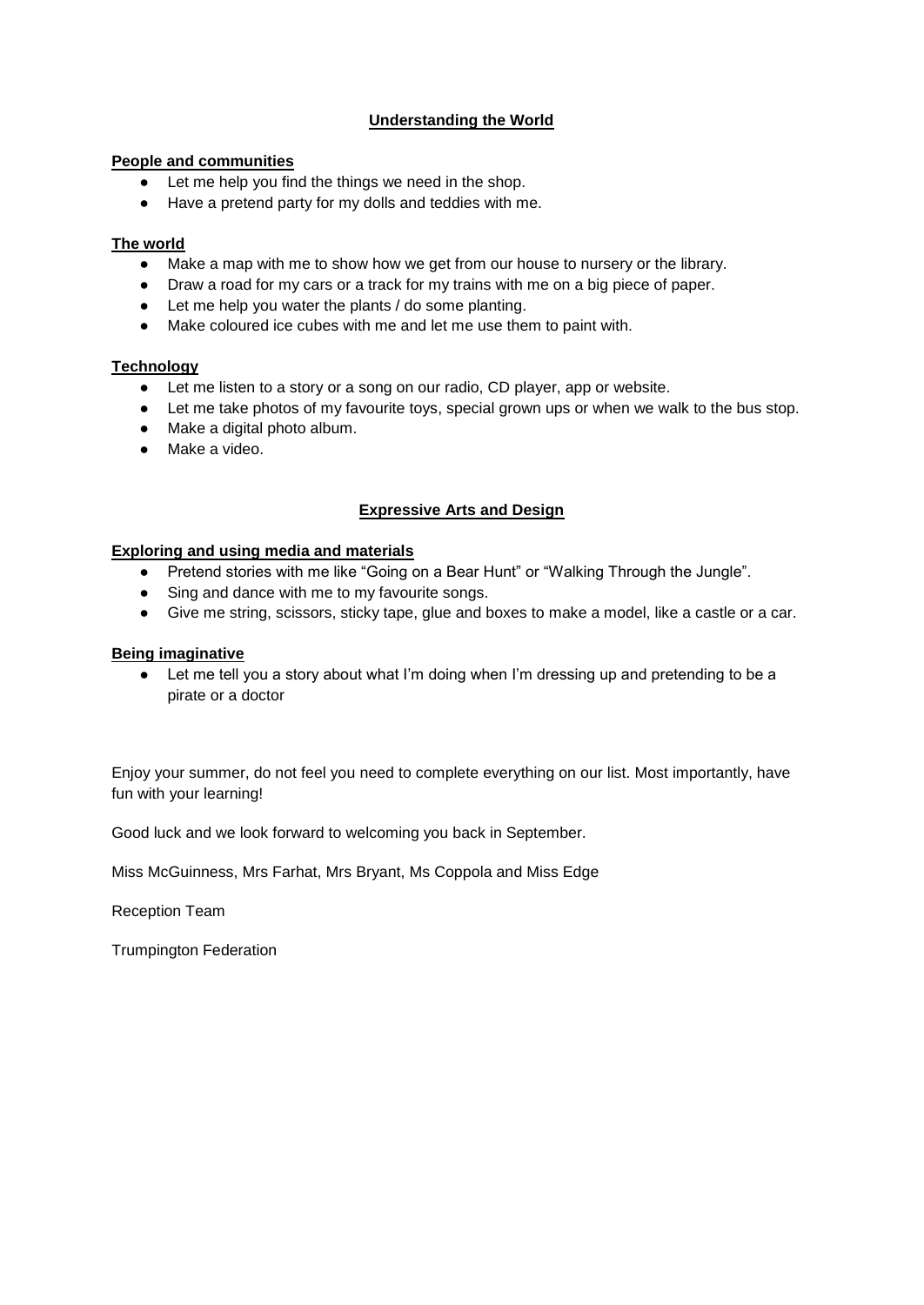## Understanding the World

**People and communities**

- Let me help you find the things we need in the shop.
- Have a pretend party for my dolls and teddies with me.

**The world**

- Make a map with me to show how we get from our house to nursery or the library.
- Draw a road for my cars or a track for my trains with me on a big piece of paper.
- Let me help you water the plants / do some planting.
- Make coloured ice cubes with me and let me use them to paint with.

**Technology**

- Let me listen to a story or a song on our radio, CD player, app or website.
- Let me take photos of my favourite toys, special grown ups or when we walk to the bus stop.
- Make a digital photo album.
- Make a video.

## Expressive Arts and Design

**Exploring and using media and materials**

- Pretend stories with me like "Going on a Bear Hunt" or "Walking Through the Jungle".
- Sing and dance with me to my favourite songs.
- Give me string, scissors, sticky tape, glue and boxes to make a model, like a castle or a car.

**Being imaginative**

- Let me tell you a story about what I'm doing when I'm dressing up and pretending to be a pirate or a doctor

Enjoy your summer, do not feel you need to complete everything on our list. Most importantly, have fun with your learning!

Good luck and we look forward to welcoming you back in September.

Miss McGuinness, Mrs Farhat, Mrs Bryant, Ms Coppola and Miss Edge

Reception Team

Trumpington Federation